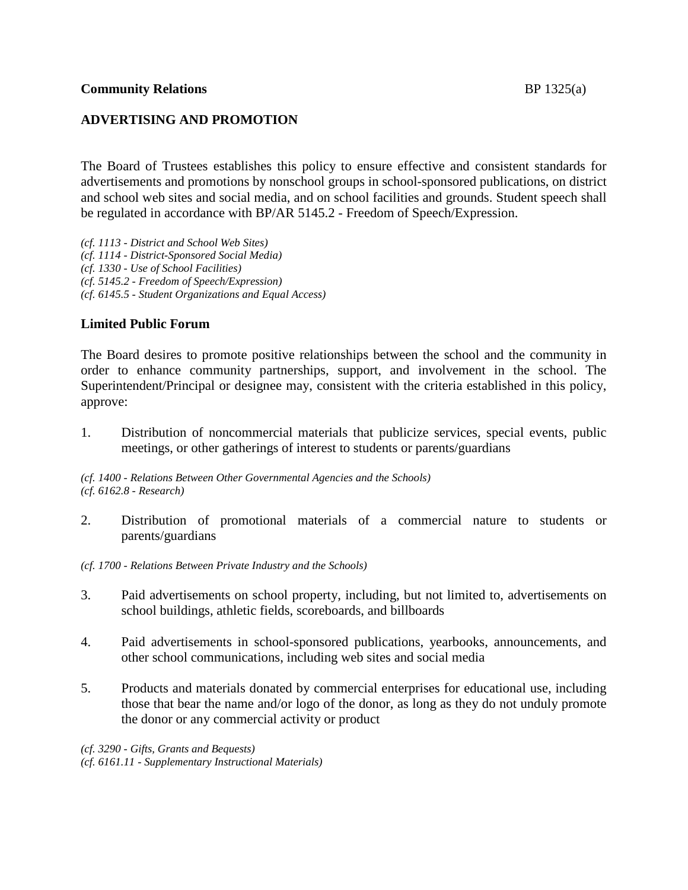**Community Relations** BP 1325(a)

## ADVERTISING AND PROMOTION

The Board of Trustees establishes this policy to ensure effective and consistent standards for advertisements and promotions by nonschool groups in school-sponsored publications, on district and school web sites and social media, and on school facilities and grounds. Student speech shall be regulated in accordance with BP/AR 5145.2 - Freedom of Speech/Expression.

*(cf. 1113 - District and School Web Sites)*
*(cf. 1114 - District-Sponsored Social Media)*
*(cf. 1330 - Use of School Facilities)*
*(cf. 5145.2 - Freedom of Speech/Expression)*
*(cf. 6145.5 - Student Organizations and Equal Access)*

### Limited Public Forum

The Board desires to promote positive relationships between the school and the community in order to enhance community partnerships, support, and involvement in the school. The Superintendent/Principal or designee may, consistent with the criteria established in this policy, approve:

1. Distribution of noncommercial materials that publicize services, special events, public meetings, or other gatherings of interest to students or parents/guardians

*(cf. 1400 - Relations Between Other Governmental Agencies and the Schools)*
*(cf. 6162.8 - Research)*

2. Distribution of promotional materials of a commercial nature to students or parents/guardians

*(cf. 1700 - Relations Between Private Industry and the Schools)*

3. Paid advertisements on school property, including, but not limited to, advertisements on school buildings, athletic fields, scoreboards, and billboards

4. Paid advertisements in school-sponsored publications, yearbooks, announcements, and other school communications, including web sites and social media

5. Products and materials donated by commercial enterprises for educational use, including those that bear the name and/or logo of the donor, as long as they do not unduly promote the donor or any commercial activity or product

*(cf. 3290 - Gifts, Grants and Bequests)*
*(cf. 6161.11 - Supplementary Instructional Materials)*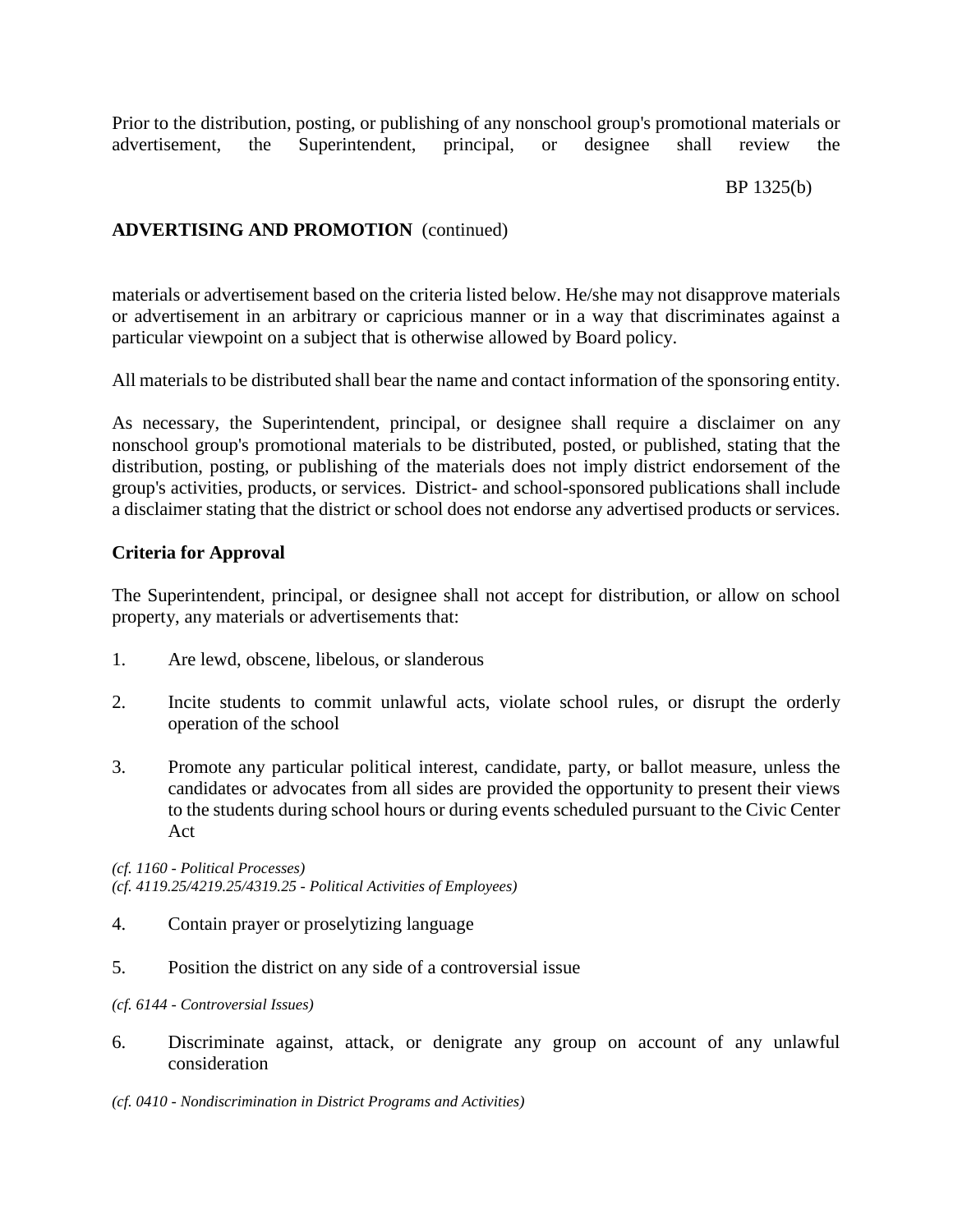Prior to the distribution, posting, or publishing of any nonschool group's promotional materials or advertisement, the Superintendent, principal, or designee shall review the materials or advertisement based on the criteria listed below. He/she may not disapprove materials or advertisement in an arbitrary or capricious manner or in a way that discriminates against a particular viewpoint on a subject that is otherwise allowed by Board policy.

All materials to be distributed shall bear the name and contact information of the sponsoring entity.

As necessary, the Superintendent, principal, or designee shall require a disclaimer on any nonschool group's promotional materials to be distributed, posted, or published, stating that the distribution, posting, or publishing of the materials does not imply district endorsement of the group's activities, products, or services. District- and school-sponsored publications shall include a disclaimer stating that the district or school does not endorse any advertised products or services.

**Criteria for Approval**

The Superintendent, principal, or designee shall not accept for distribution, or allow on school property, any materials or advertisements that:

1. Are lewd, obscene, libelous, or slanderous

2. Incite students to commit unlawful acts, violate school rules, or disrupt the orderly operation of the school

3. Promote any particular political interest, candidate, party, or ballot measure, unless the candidates or advocates from all sides are provided the opportunity to present their views to the students during school hours or during events scheduled pursuant to the Civic Center Act

*(cf. 1160 - Political Processes)*
*(cf. 4119.25/4219.25/4319.25 - Political Activities of Employees)*

4. Contain prayer or proselytizing language

5. Position the district on any side of a controversial issue

*(cf. 6144 - Controversial Issues)*

6. Discriminate against, attack, or denigrate any group on account of any unlawful consideration

*(cf. 0410 - Nondiscrimination in District Programs and Activities)*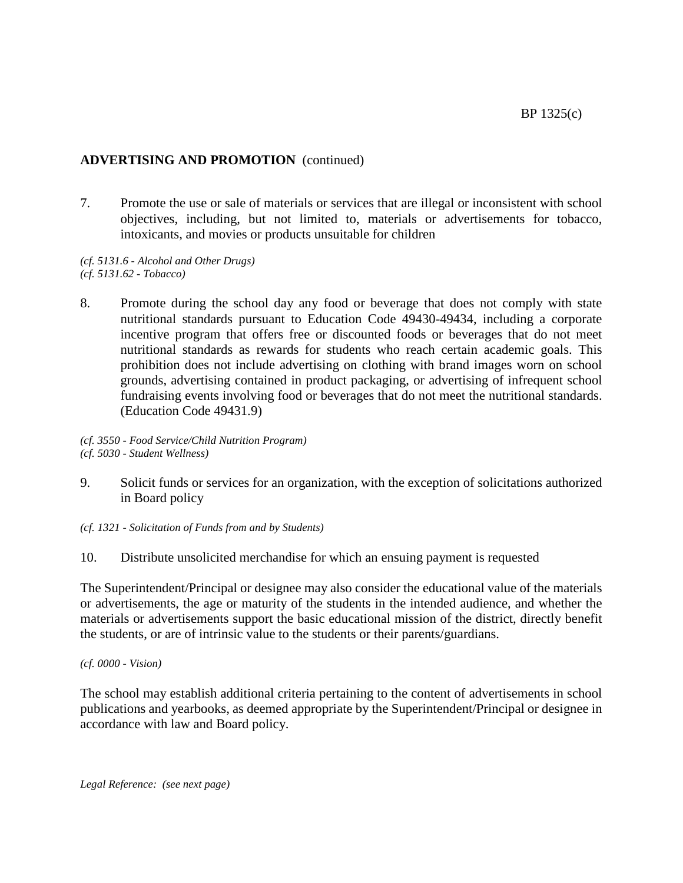**ADVERTISING AND PROMOTION** (continued)

7. Promote the use or sale of materials or services that are illegal or inconsistent with school objectives, including, but not limited to, materials or advertisements for tobacco, intoxicants, and movies or products unsuitable for children

*(cf. 5131.6 - Alcohol and Other Drugs)*
*(cf. 5131.62 - Tobacco)*

8. Promote during the school day any food or beverage that does not comply with state nutritional standards pursuant to Education Code 49430-49434, including a corporate incentive program that offers free or discounted foods or beverages that do not meet nutritional standards as rewards for students who reach certain academic goals. This prohibition does not include advertising on clothing with brand images worn on school grounds, advertising contained in product packaging, or advertising of infrequent school fundraising events involving food or beverages that do not meet the nutritional standards. (Education Code 49431.9)

*(cf. 3550 - Food Service/Child Nutrition Program)*
*(cf. 5030 - Student Wellness)*

9. Solicit funds or services for an organization, with the exception of solicitations authorized in Board policy

*(cf. 1321 - Solicitation of Funds from and by Students)*

10. Distribute unsolicited merchandise for which an ensuing payment is requested

The Superintendent/Principal or designee may also consider the educational value of the materials or advertisements, the age or maturity of the students in the intended audience, and whether the materials or advertisements support the basic educational mission of the district, directly benefit the students, or are of intrinsic value to the students or their parents/guardians.

*(cf. 0000 - Vision)*

The school may establish additional criteria pertaining to the content of advertisements in school publications and yearbooks, as deemed appropriate by the Superintendent/Principal or designee in accordance with law and Board policy.

*Legal Reference: (see next page)*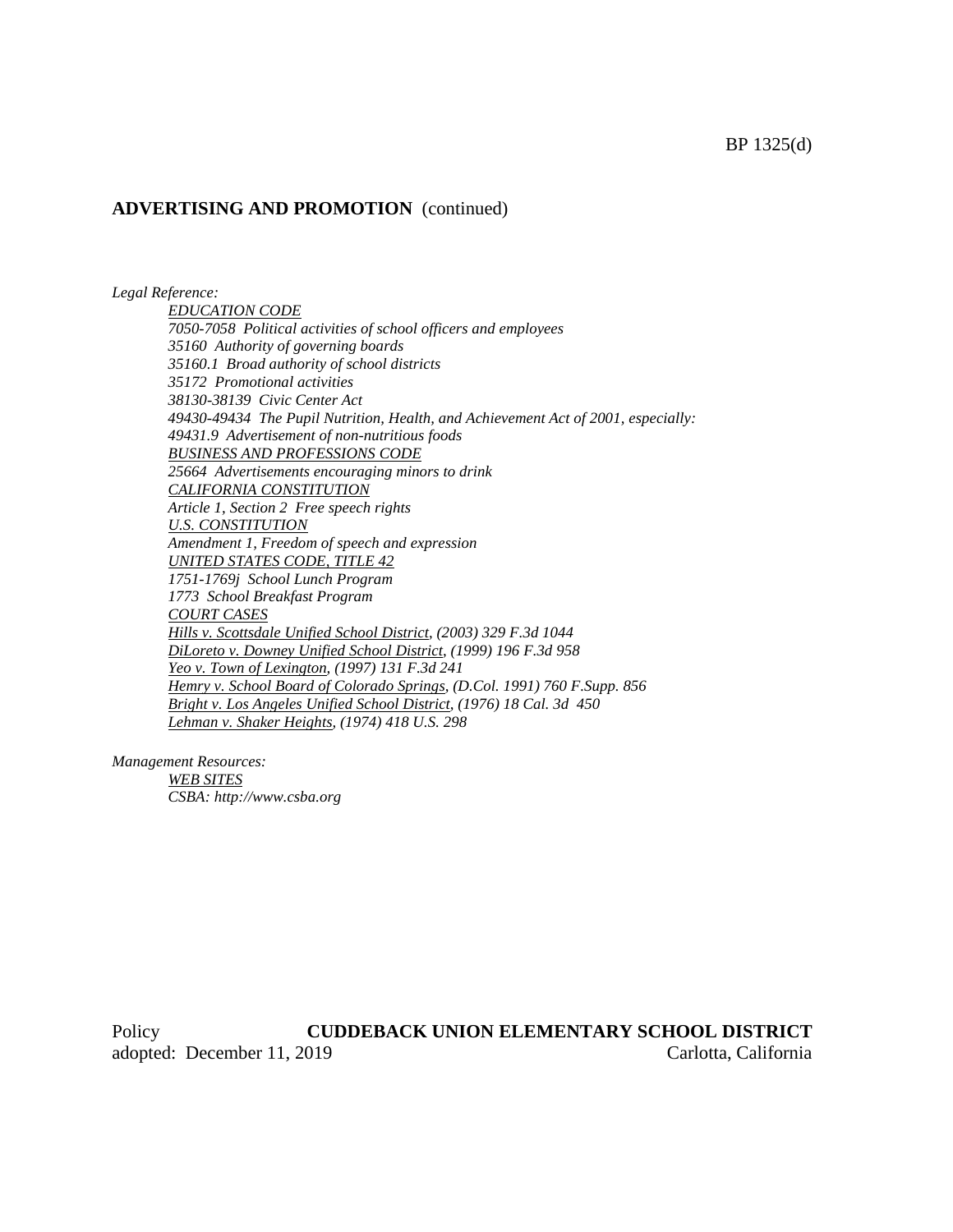## ADVERTISING AND PROMOTION (continued)

*Legal Reference:*

*EDUCATION CODE*
*7050-7058 Political activities of school officers and employees*
*35160 Authority of governing boards*
*35160.1 Broad authority of school districts*
*35172 Promotional activities*
*38130-38139 Civic Center Act*
*49430-49434 The Pupil Nutrition, Health, and Achievement Act of 2001, especially:*
*49431.9 Advertisement of non-nutritious foods*
*BUSINESS AND PROFESSIONS CODE*
*25664 Advertisements encouraging minors to drink*
*CALIFORNIA CONSTITUTION*
*Article 1, Section 2 Free speech rights*
*U.S. CONSTITUTION*
*Amendment 1, Freedom of speech and expression*
*UNITED STATES CODE, TITLE 42*
*1751-1769j School Lunch Program*
*1773 School Breakfast Program*
*COURT CASES*
*Hills v. Scottsdale Unified School District, (2003) 329 F.3d 1044*
*DiLoreto v. Downey Unified School District, (1999) 196 F.3d 958*
*Yeo v. Town of Lexington, (1997) 131 F.3d 241*
*Hemry v. School Board of Colorado Springs, (D.Col. 1991) 760 F.Supp. 856*
*Bright v. Los Angeles Unified School District, (1976) 18 Cal. 3d 450*
*Lehman v. Shaker Heights, (1974) 418 U.S. 298*

*Management Resources:*

*WEB SITES*
*CSBA: http://www.csba.org*

Policy adopted: December 11, 2019

**CUDDEBACK UNION ELEMENTARY SCHOOL DISTRICT**
Carlotta, California